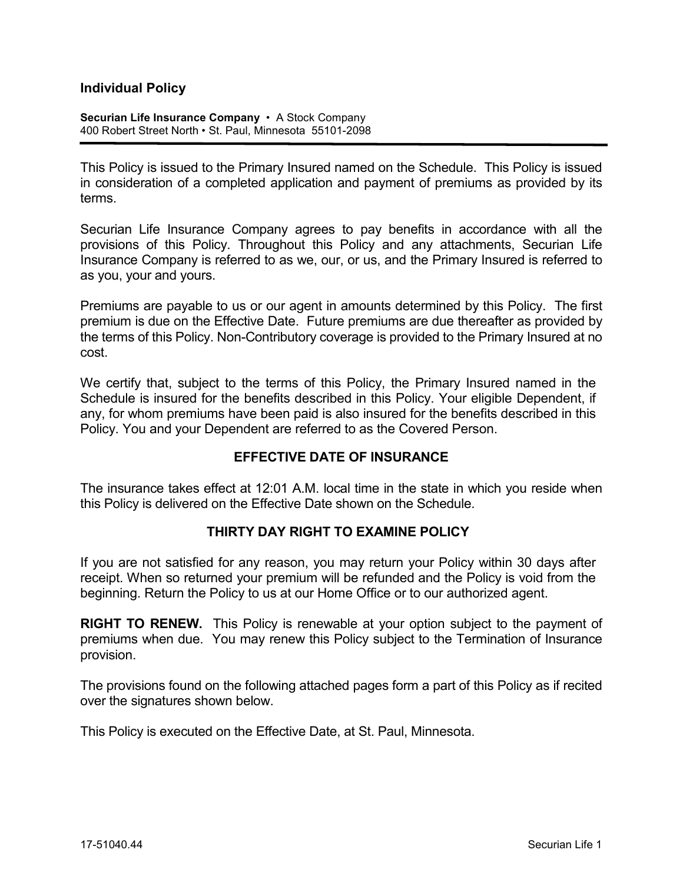# Individual Policy

**Securian Life Insurance Company** • A Stock Company
400 Robert Street North • St. Paul, Minnesota 55101-2098

---

This Policy is issued to the Primary Insured named on the Schedule. This Policy is issued in consideration of a completed application and payment of premiums as provided by its terms.

Securian Life Insurance Company agrees to pay benefits in accordance with all the provisions of this Policy. Throughout this Policy and any attachments, Securian Life Insurance Company is referred to as we, our, or us, and the Primary Insured is referred to as you, your and yours.

Premiums are payable to us or our agent in amounts determined by this Policy. The first premium is due on the Effective Date. Future premiums are due thereafter as provided by the terms of this Policy. Non-Contributory coverage is provided to the Primary Insured at no cost.

We certify that, subject to the terms of this Policy, the Primary Insured named in the Schedule is insured for the benefits described in this Policy. Your eligible Dependent, if any, for whom premiums have been paid is also insured for the benefits described in this Policy. You and your Dependent are referred to as the Covered Person.

## EFFECTIVE DATE OF INSURANCE

The insurance takes effect at 12:01 A.M. local time in the state in which you reside when this Policy is delivered on the Effective Date shown on the Schedule.

## THIRTY DAY RIGHT TO EXAMINE POLICY

If you are not satisfied for any reason, you may return your Policy within 30 days after receipt. When so returned your premium will be refunded and the Policy is void from the beginning. Return the Policy to us at our Home Office or to our authorized agent.

**RIGHT TO RENEW.** This Policy is renewable at your option subject to the payment of premiums when due. You may renew this Policy subject to the Termination of Insurance provision.

The provisions found on the following attached pages form a part of this Policy as if recited over the signatures shown below.

This Policy is executed on the Effective Date, at St. Paul, Minnesota.

17-51040.44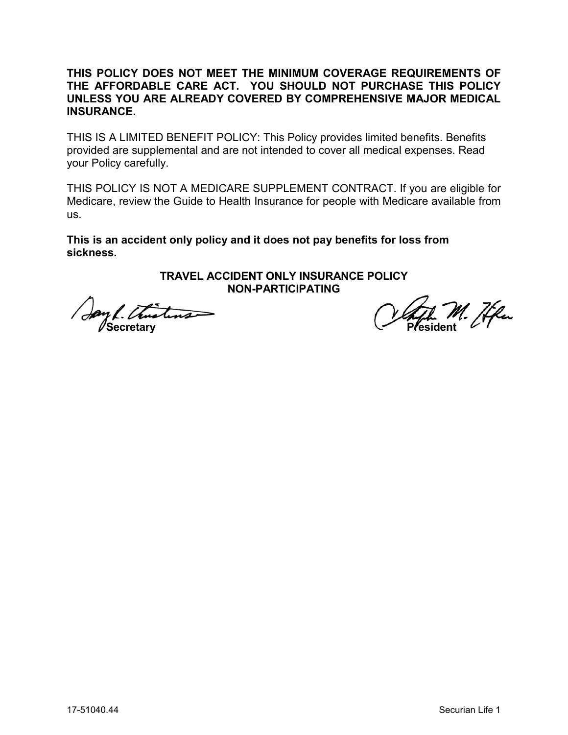**THIS POLICY DOES NOT MEET THE MINIMUM COVERAGE REQUIREMENTS OF THE AFFORDABLE CARE ACT. YOU SHOULD NOT PURCHASE THIS POLICY UNLESS YOU ARE ALREADY COVERED BY COMPREHENSIVE MAJOR MEDICAL INSURANCE.**

THIS IS A LIMITED BENEFIT POLICY: This Policy provides limited benefits. Benefits provided are supplemental and are not intended to cover all medical expenses. Read your Policy carefully.

THIS POLICY IS NOT A MEDICARE SUPPLEMENT CONTRACT. If you are eligible for Medicare, review the Guide to Health Insurance for people with Medicare available from us.

**This is an accident only policy and it does not pay benefits for loss from sickness.**

**TRAVEL ACCIDENT ONLY INSURANCE POLICY**
**NON-PARTICIPATING**

**Secretary** **President**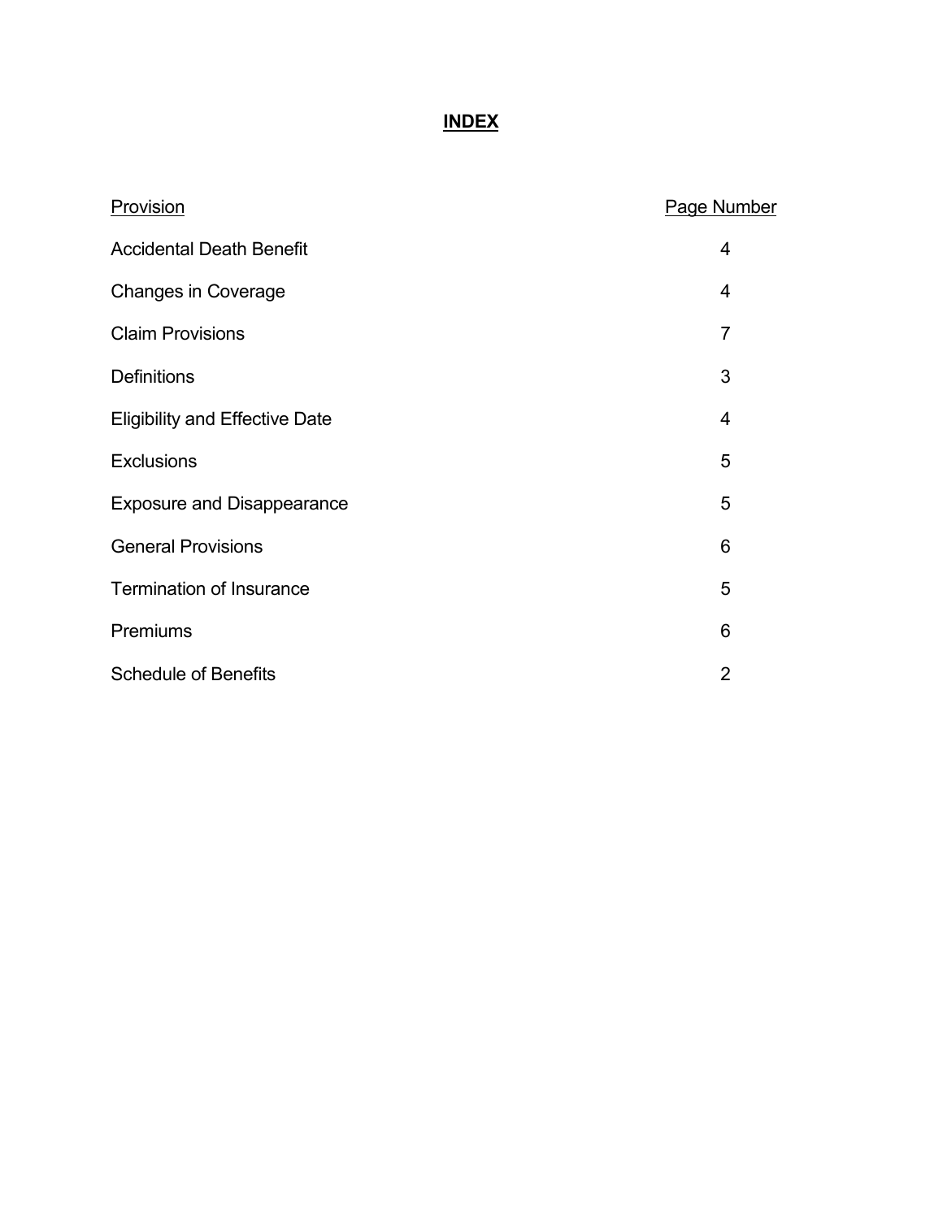# INDEX

| Provision | Page Number |
|---|---|
| Accidental Death Benefit | 4 |
| Changes in Coverage | 4 |
| Claim Provisions | 7 |
| Definitions | 3 |
| Eligibility and Effective Date | 4 |
| Exclusions | 5 |
| Exposure and Disappearance | 5 |
| General Provisions | 6 |
| Termination of Insurance | 5 |
| Premiums | 6 |
| Schedule of Benefits | 2 |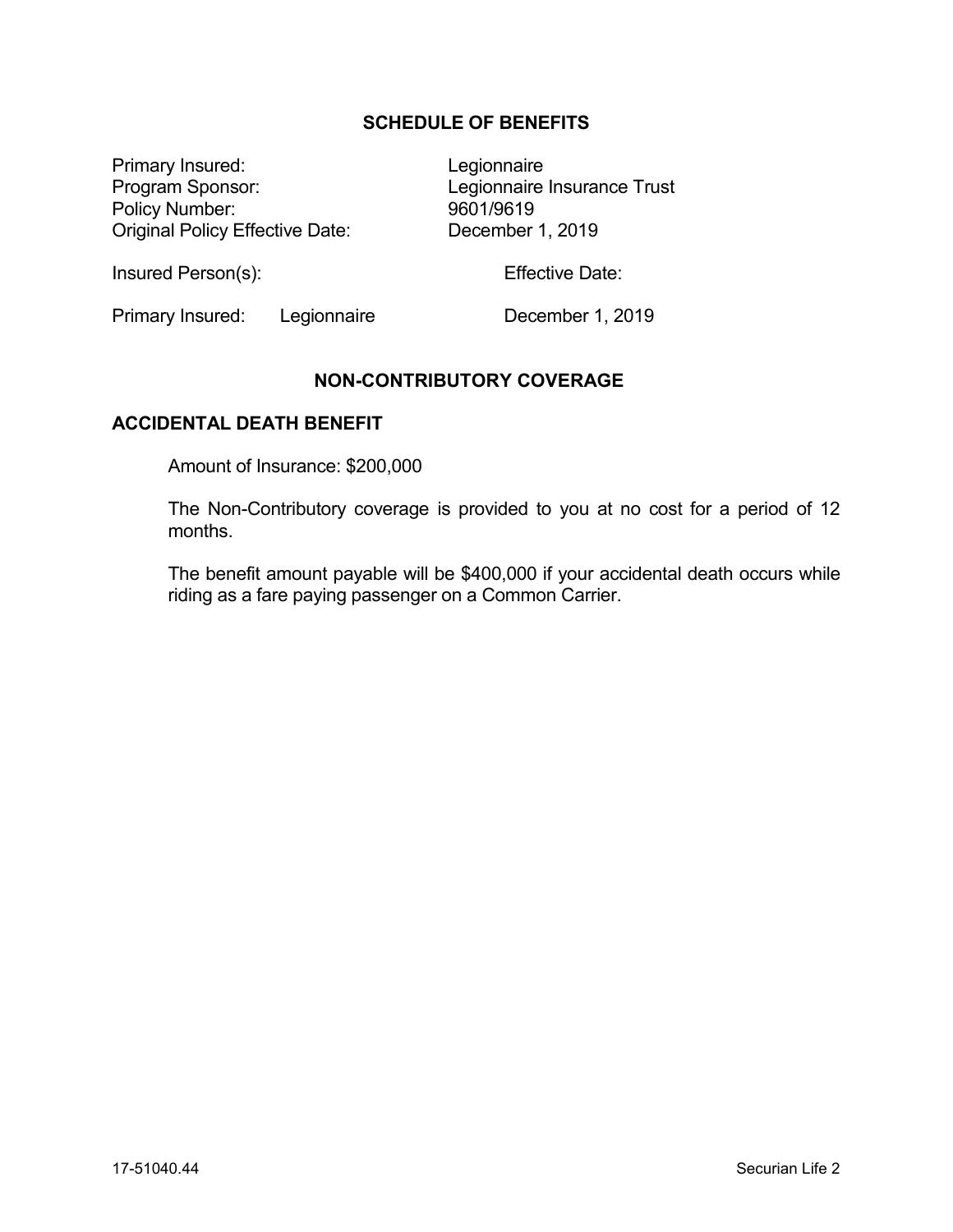## SCHEDULE OF BENEFITS

| | |
|---|---|
| Primary Insured: | Legionnaire |
| Program Sponsor: | Legionnaire Insurance Trust |
| Policy Number: | 9601/9619 |
| Original Policy Effective Date: | December 1, 2019 |

| Insured Person(s): | | Effective Date: |
|---|---|---|
| Primary Insured: | Legionnaire | December 1, 2019 |

## NON-CONTRIBUTORY COVERAGE

### ACCIDENTAL DEATH BENEFIT

Amount of Insurance: $200,000

The Non-Contributory coverage is provided to you at no cost for a period of 12 months.

The benefit amount payable will be $400,000 if your accidental death occurs while riding as a fare paying passenger on a Common Carrier.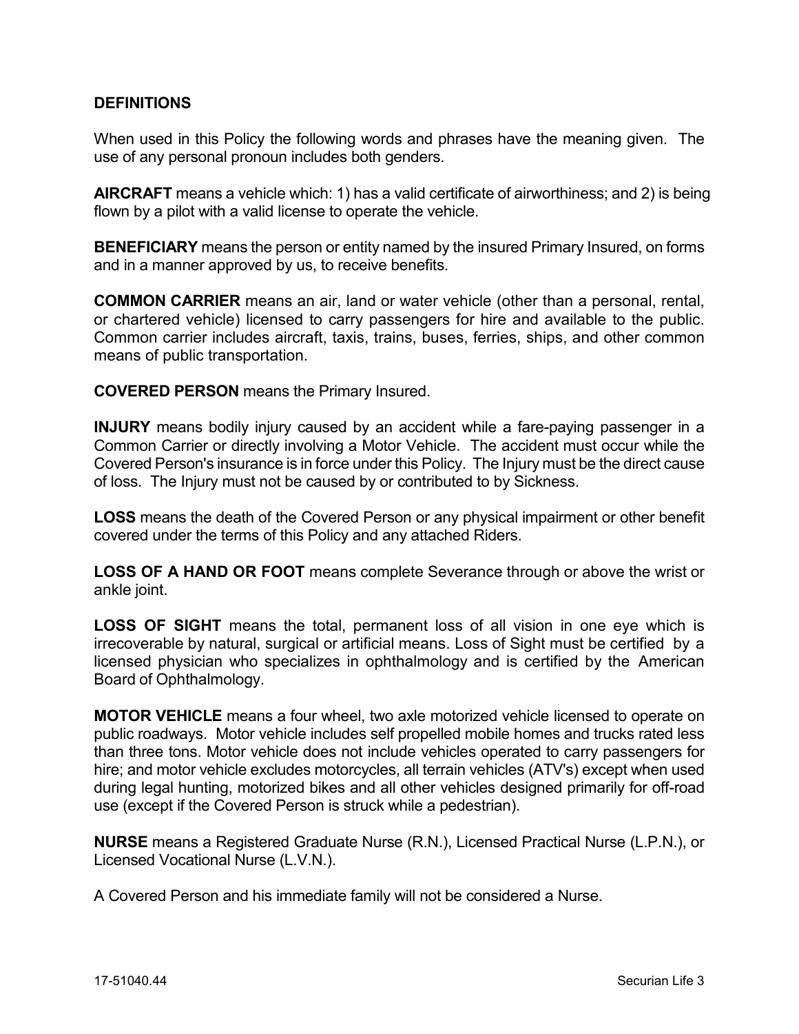## DEFINITIONS

When used in this Policy the following words and phrases have the meaning given. The use of any personal pronoun includes both genders.

**AIRCRAFT** means a vehicle which: 1) has a valid certificate of airworthiness; and 2) is being flown by a pilot with a valid license to operate the vehicle.

**BENEFICIARY** means the person or entity named by the insured Primary Insured, on forms and in a manner approved by us, to receive benefits.

**COMMON CARRIER** means an air, land or water vehicle (other than a personal, rental, or chartered vehicle) licensed to carry passengers for hire and available to the public. Common carrier includes aircraft, taxis, trains, buses, ferries, ships, and other common means of public transportation.

**COVERED PERSON** means the Primary Insured.

**INJURY** means bodily injury caused by an accident while a fare-paying passenger in a Common Carrier or directly involving a Motor Vehicle. The accident must occur while the Covered Person's insurance is in force under this Policy. The Injury must be the direct cause of loss. The Injury must not be caused by or contributed to by Sickness.

**LOSS** means the death of the Covered Person or any physical impairment or other benefit covered under the terms of this Policy and any attached Riders.

**LOSS OF A HAND OR FOOT** means complete Severance through or above the wrist or ankle joint.

**LOSS OF SIGHT** means the total, permanent loss of all vision in one eye which is irrecoverable by natural, surgical or artificial means. Loss of Sight must be certified by a licensed physician who specializes in ophthalmology and is certified by the American Board of Ophthalmology.

**MOTOR VEHICLE** means a four wheel, two axle motorized vehicle licensed to operate on public roadways. Motor vehicle includes self propelled mobile homes and trucks rated less than three tons. Motor vehicle does not include vehicles operated to carry passengers for hire; and motor vehicle excludes motorcycles, all terrain vehicles (ATV's) except when used during legal hunting, motorized bikes and all other vehicles designed primarily for off-road use (except if the Covered Person is struck while a pedestrian).

**NURSE** means a Registered Graduate Nurse (R.N.), Licensed Practical Nurse (L.P.N.), or Licensed Vocational Nurse (L.V.N.).

A Covered Person and his immediate family will not be considered a Nurse.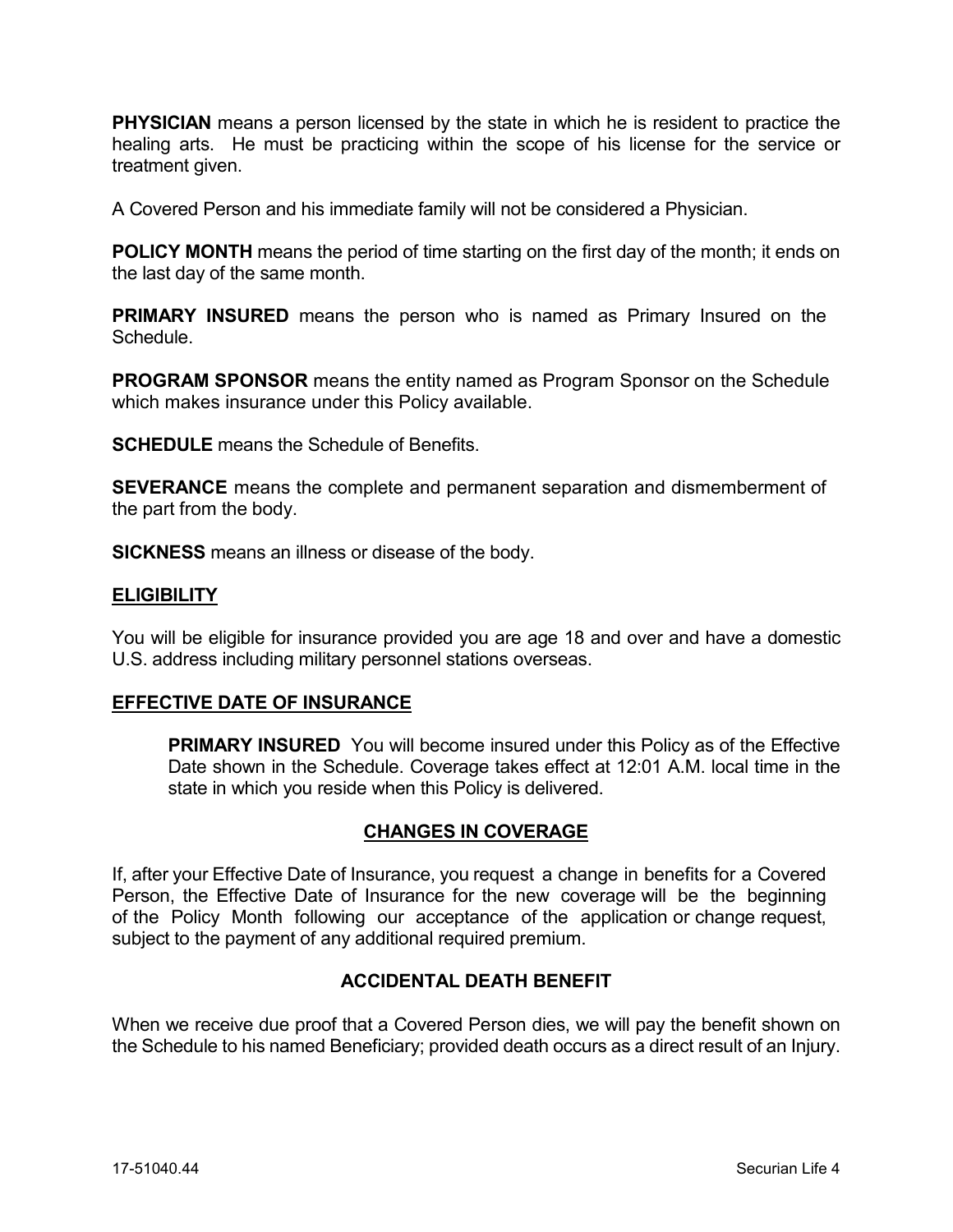**PHYSICIAN** means a person licensed by the state in which he is resident to practice the healing arts. He must be practicing within the scope of his license for the service or treatment given.

A Covered Person and his immediate family will not be considered a Physician.

**POLICY MONTH** means the period of time starting on the first day of the month; it ends on the last day of the same month.

**PRIMARY INSURED** means the person who is named as Primary Insured on the Schedule.

**PROGRAM SPONSOR** means the entity named as Program Sponsor on the Schedule which makes insurance under this Policy available.

**SCHEDULE** means the Schedule of Benefits.

**SEVERANCE** means the complete and permanent separation and dismemberment of the part from the body.

**SICKNESS** means an illness or disease of the body.

## ELIGIBILITY

You will be eligible for insurance provided you are age 18 and over and have a domestic U.S. address including military personnel stations overseas.

## EFFECTIVE DATE OF INSURANCE

**PRIMARY INSURED** You will become insured under this Policy as of the Effective Date shown in the Schedule. Coverage takes effect at 12:01 A.M. local time in the state in which you reside when this Policy is delivered.

## CHANGES IN COVERAGE

If, after your Effective Date of Insurance, you request a change in benefits for a Covered Person, the Effective Date of Insurance for the new coverage will be the beginning of the Policy Month following our acceptance of the application or change request, subject to the payment of any additional required premium.

## ACCIDENTAL DEATH BENEFIT

When we receive due proof that a Covered Person dies, we will pay the benefit shown on the Schedule to his named Beneficiary; provided death occurs as a direct result of an Injury.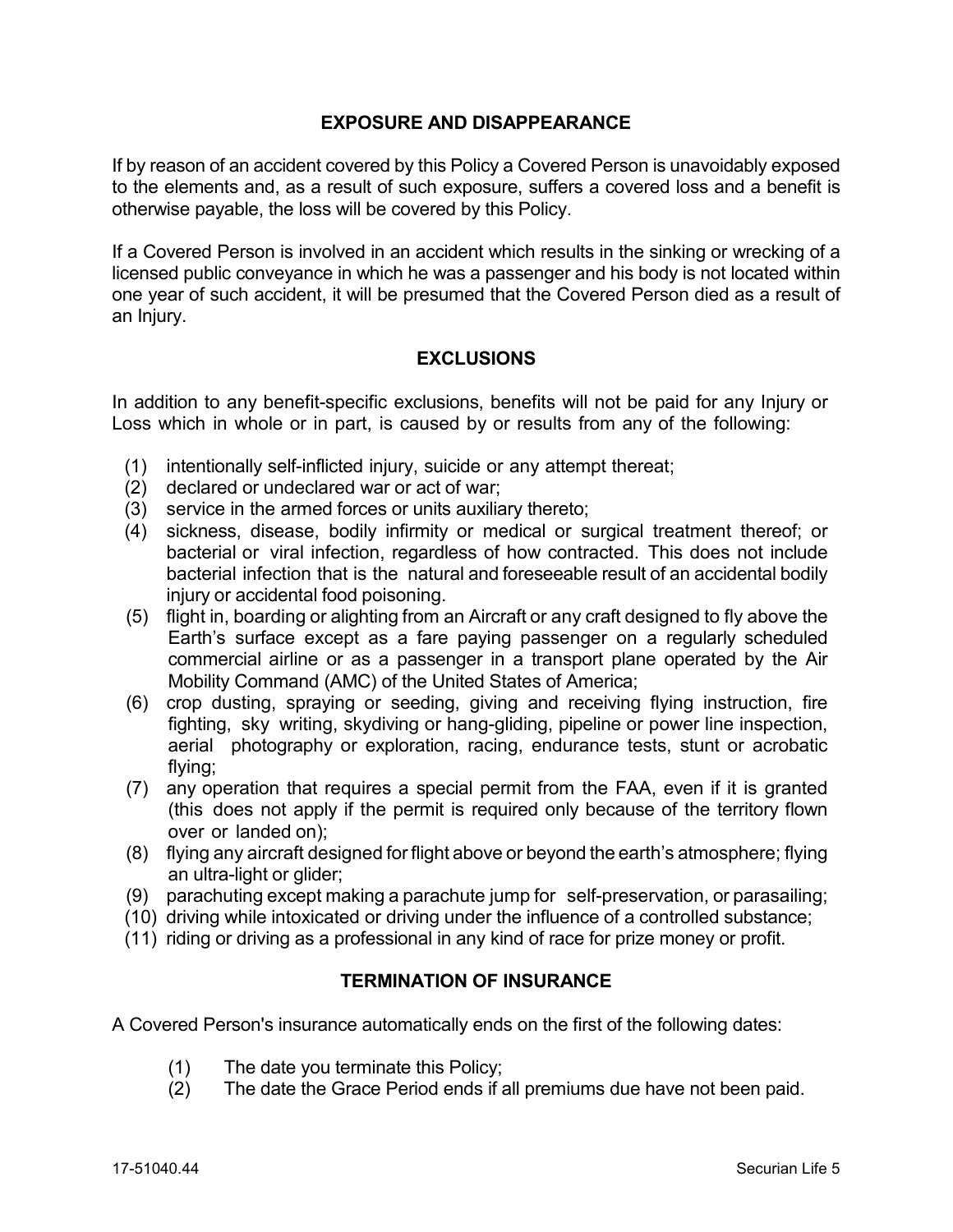## EXPOSURE AND DISAPPEARANCE

If by reason of an accident covered by this Policy a Covered Person is unavoidably exposed to the elements and, as a result of such exposure, suffers a covered loss and a benefit is otherwise payable, the loss will be covered by this Policy.

If a Covered Person is involved in an accident which results in the sinking or wrecking of a licensed public conveyance in which he was a passenger and his body is not located within one year of such accident, it will be presumed that the Covered Person died as a result of an Injury.

## EXCLUSIONS

In addition to any benefit-specific exclusions, benefits will not be paid for any Injury or Loss which in whole or in part, is caused by or results from any of the following:

(1) intentionally self-inflicted injury, suicide or any attempt thereat;
(2) declared or undeclared war or act of war;
(3) service in the armed forces or units auxiliary thereto;
(4) sickness, disease, bodily infirmity or medical or surgical treatment thereof; or bacterial or viral infection, regardless of how contracted. This does not include bacterial infection that is the natural and foreseeable result of an accidental bodily injury or accidental food poisoning.
(5) flight in, boarding or alighting from an Aircraft or any craft designed to fly above the Earth's surface except as a fare paying passenger on a regularly scheduled commercial airline or as a passenger in a transport plane operated by the Air Mobility Command (AMC) of the United States of America;
(6) crop dusting, spraying or seeding, giving and receiving flying instruction, fire fighting, sky writing, skydiving or hang-gliding, pipeline or power line inspection, aerial photography or exploration, racing, endurance tests, stunt or acrobatic flying;
(7) any operation that requires a special permit from the FAA, even if it is granted (this does not apply if the permit is required only because of the territory flown over or landed on);
(8) flying any aircraft designed for flight above or beyond the earth's atmosphere; flying an ultra-light or glider;
(9) parachuting except making a parachute jump for self-preservation, or parasailing;
(10) driving while intoxicated or driving under the influence of a controlled substance;
(11) riding or driving as a professional in any kind of race for prize money or profit.

## TERMINATION OF INSURANCE

A Covered Person's insurance automatically ends on the first of the following dates:

(1) The date you terminate this Policy;
(2) The date the Grace Period ends if all premiums due have not been paid.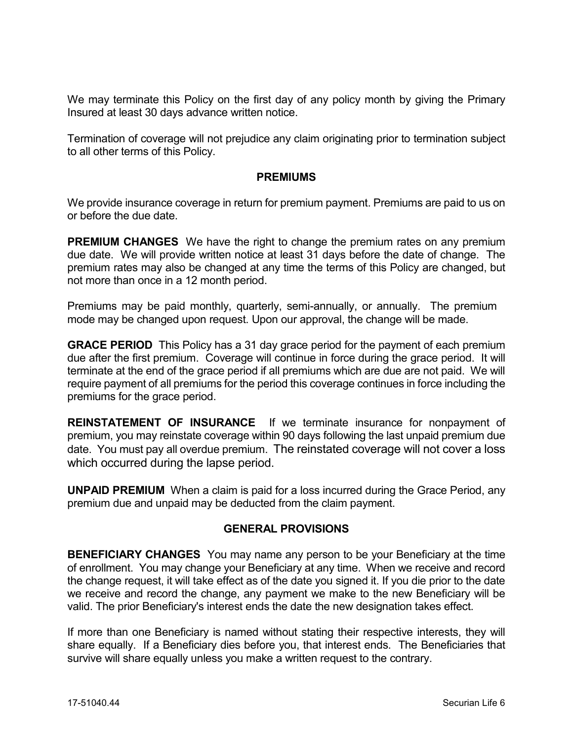We may terminate this Policy on the first day of any policy month by giving the Primary Insured at least 30 days advance written notice.

Termination of coverage will not prejudice any claim originating prior to termination subject to all other terms of this Policy.

## PREMIUMS

We provide insurance coverage in return for premium payment. Premiums are paid to us on or before the due date.

**PREMIUM CHANGES** We have the right to change the premium rates on any premium due date. We will provide written notice at least 31 days before the date of change. The premium rates may also be changed at any time the terms of this Policy are changed, but not more than once in a 12 month period.

Premiums may be paid monthly, quarterly, semi-annually, or annually. The premium mode may be changed upon request. Upon our approval, the change will be made.

**GRACE PERIOD** This Policy has a 31 day grace period for the payment of each premium due after the first premium. Coverage will continue in force during the grace period. It will terminate at the end of the grace period if all premiums which are due are not paid. We will require payment of all premiums for the period this coverage continues in force including the premiums for the grace period.

**REINSTATEMENT OF INSURANCE** If we terminate insurance for nonpayment of premium, you may reinstate coverage within 90 days following the last unpaid premium due date. You must pay all overdue premium. The reinstated coverage will not cover a loss which occurred during the lapse period.

**UNPAID PREMIUM** When a claim is paid for a loss incurred during the Grace Period, any premium due and unpaid may be deducted from the claim payment.

## GENERAL PROVISIONS

**BENEFICIARY CHANGES** You may name any person to be your Beneficiary at the time of enrollment. You may change your Beneficiary at any time. When we receive and record the change request, it will take effect as of the date you signed it. If you die prior to the date we receive and record the change, any payment we make to the new Beneficiary will be valid. The prior Beneficiary's interest ends the date the new designation takes effect.

If more than one Beneficiary is named without stating their respective interests, they will share equally. If a Beneficiary dies before you, that interest ends. The Beneficiaries that survive will share equally unless you make a written request to the contrary.

17-51040.44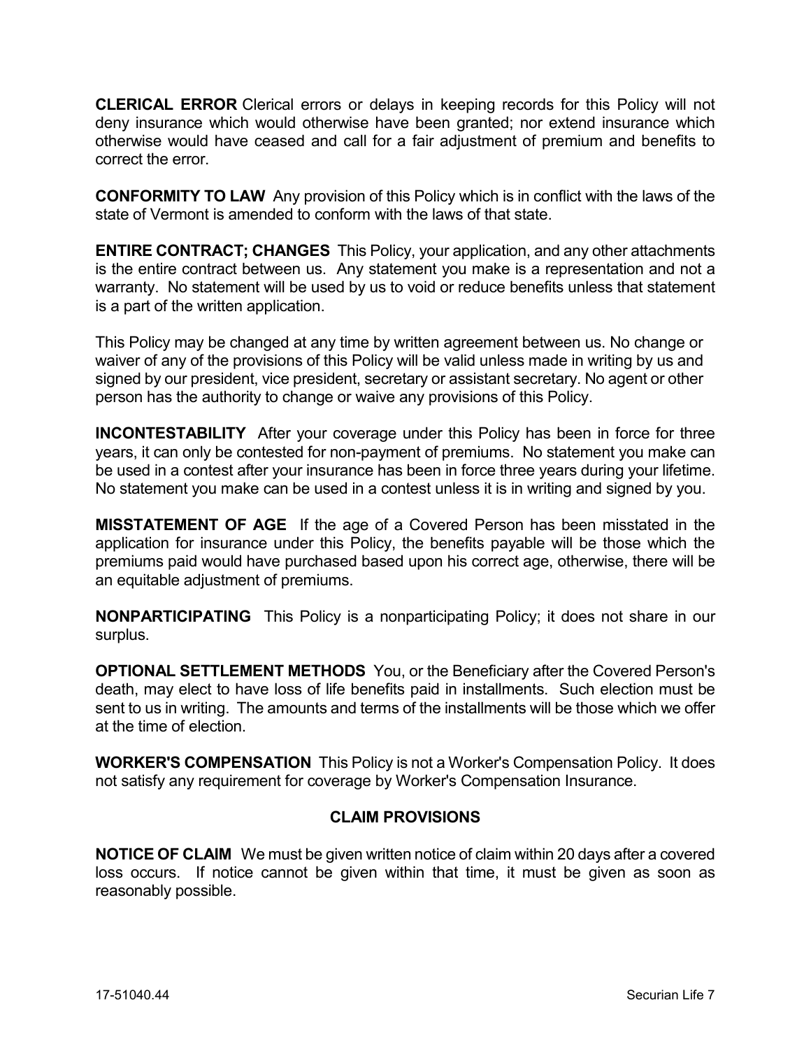**CLERICAL ERROR** Clerical errors or delays in keeping records for this Policy will not deny insurance which would otherwise have been granted; nor extend insurance which otherwise would have ceased and call for a fair adjustment of premium and benefits to correct the error.

**CONFORMITY TO LAW** Any provision of this Policy which is in conflict with the laws of the state of Vermont is amended to conform with the laws of that state.

**ENTIRE CONTRACT; CHANGES** This Policy, your application, and any other attachments is the entire contract between us. Any statement you make is a representation and not a warranty. No statement will be used by us to void or reduce benefits unless that statement is a part of the written application.

This Policy may be changed at any time by written agreement between us. No change or waiver of any of the provisions of this Policy will be valid unless made in writing by us and signed by our president, vice president, secretary or assistant secretary. No agent or other person has the authority to change or waive any provisions of this Policy.

**INCONTESTABILITY** After your coverage under this Policy has been in force for three years, it can only be contested for non-payment of premiums. No statement you make can be used in a contest after your insurance has been in force three years during your lifetime. No statement you make can be used in a contest unless it is in writing and signed by you.

**MISSTATEMENT OF AGE** If the age of a Covered Person has been misstated in the application for insurance under this Policy, the benefits payable will be those which the premiums paid would have purchased based upon his correct age, otherwise, there will be an equitable adjustment of premiums.

**NONPARTICIPATING** This Policy is a nonparticipating Policy; it does not share in our surplus.

**OPTIONAL SETTLEMENT METHODS** You, or the Beneficiary after the Covered Person's death, may elect to have loss of life benefits paid in installments. Such election must be sent to us in writing. The amounts and terms of the installments will be those which we offer at the time of election.

**WORKER'S COMPENSATION** This Policy is not a Worker's Compensation Policy. It does not satisfy any requirement for coverage by Worker's Compensation Insurance.

## CLAIM PROVISIONS

**NOTICE OF CLAIM** We must be given written notice of claim within 20 days after a covered loss occurs. If notice cannot be given within that time, it must be given as soon as reasonably possible.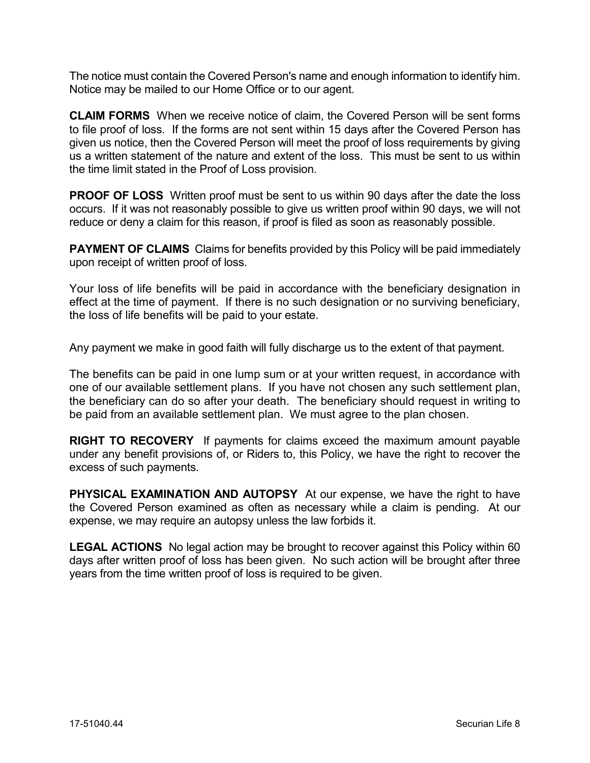The notice must contain the Covered Person's name and enough information to identify him. Notice may be mailed to our Home Office or to our agent.

**CLAIM FORMS** When we receive notice of claim, the Covered Person will be sent forms to file proof of loss. If the forms are not sent within 15 days after the Covered Person has given us notice, then the Covered Person will meet the proof of loss requirements by giving us a written statement of the nature and extent of the loss. This must be sent to us within the time limit stated in the Proof of Loss provision.

**PROOF OF LOSS** Written proof must be sent to us within 90 days after the date the loss occurs. If it was not reasonably possible to give us written proof within 90 days, we will not reduce or deny a claim for this reason, if proof is filed as soon as reasonably possible.

**PAYMENT OF CLAIMS** Claims for benefits provided by this Policy will be paid immediately upon receipt of written proof of loss.

Your loss of life benefits will be paid in accordance with the beneficiary designation in effect at the time of payment. If there is no such designation or no surviving beneficiary, the loss of life benefits will be paid to your estate.

Any payment we make in good faith will fully discharge us to the extent of that payment.

The benefits can be paid in one lump sum or at your written request, in accordance with one of our available settlement plans. If you have not chosen any such settlement plan, the beneficiary can do so after your death. The beneficiary should request in writing to be paid from an available settlement plan. We must agree to the plan chosen.

**RIGHT TO RECOVERY** If payments for claims exceed the maximum amount payable under any benefit provisions of, or Riders to, this Policy, we have the right to recover the excess of such payments.

**PHYSICAL EXAMINATION AND AUTOPSY** At our expense, we have the right to have the Covered Person examined as often as necessary while a claim is pending. At our expense, we may require an autopsy unless the law forbids it.

**LEGAL ACTIONS** No legal action may be brought to recover against this Policy within 60 days after written proof of loss has been given. No such action will be brought after three years from the time written proof of loss is required to be given.